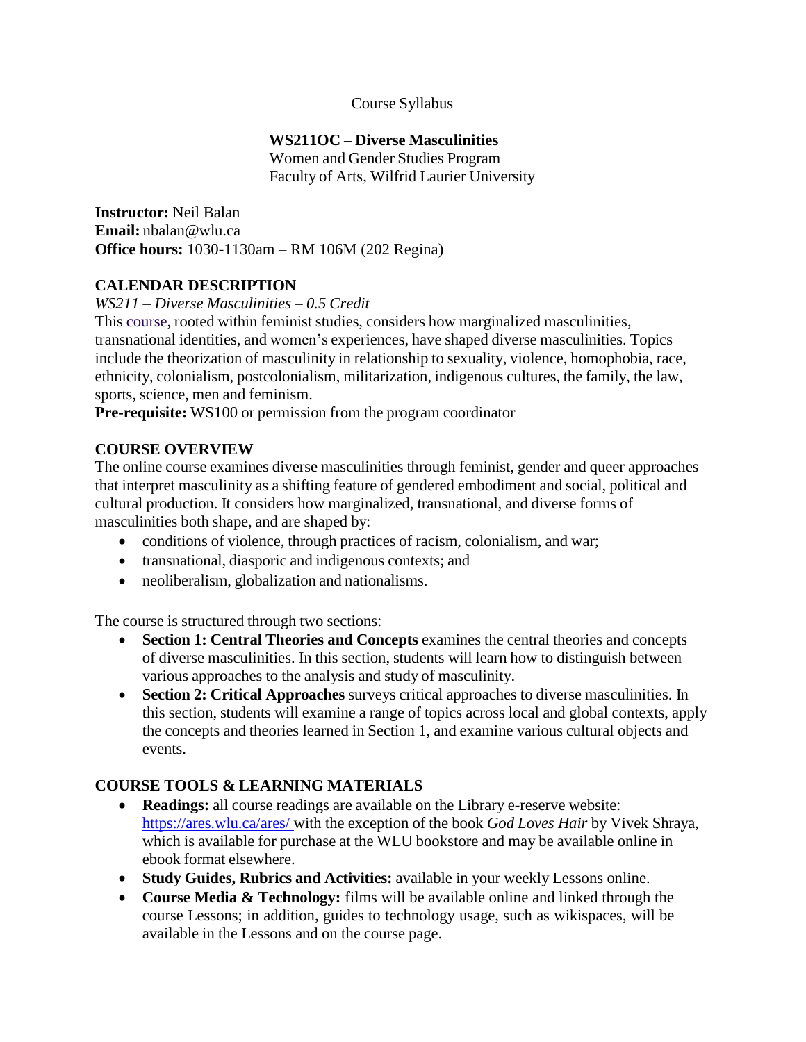Course Syllabus

# WS211OC – Diverse Masculinities

Women and Gender Studies Program
Faculty of Arts, Wilfrid Laurier University

**Instructor:** Neil Balan
**Email:** nbalan@wlu.ca
**Office hours:** 1030-1130am – RM 106M (202 Regina)

## CALENDAR DESCRIPTION

*WS211 – Diverse Masculinities – 0.5 Credit*

This course, rooted within feminist studies, considers how marginalized masculinities, transnational identities, and women's experiences, have shaped diverse masculinities. Topics include the theorization of masculinity in relationship to sexuality, violence, homophobia, race, ethnicity, colonialism, postcolonialism, militarization, indigenous cultures, the family, the law, sports, science, men and feminism.

**Pre-requisite:** WS100 or permission from the program coordinator

## COURSE OVERVIEW

The online course examines diverse masculinities through feminist, gender and queer approaches that interpret masculinity as a shifting feature of gendered embodiment and social, political and cultural production. It considers how marginalized, transnational, and diverse forms of masculinities both shape, and are shaped by:

- conditions of violence, through practices of racism, colonialism, and war;
- transnational, diasporic and indigenous contexts; and
- neoliberalism, globalization and nationalisms.

The course is structured through two sections:

- **Section 1: Central Theories and Concepts** examines the central theories and concepts of diverse masculinities. In this section, students will learn how to distinguish between various approaches to the analysis and study of masculinity.
- **Section 2: Critical Approaches** surveys critical approaches to diverse masculinities. In this section, students will examine a range of topics across local and global contexts, apply the concepts and theories learned in Section 1, and examine various cultural objects and events.

## COURSE TOOLS & LEARNING MATERIALS

- **Readings:** all course readings are available on the Library e-reserve website: https://ares.wlu.ca/ares/ with the exception of the book *God Loves Hair* by Vivek Shraya, which is available for purchase at the WLU bookstore and may be available online in ebook format elsewhere.
- **Study Guides, Rubrics and Activities:** available in your weekly Lessons online.
- **Course Media & Technology:** films will be available online and linked through the course Lessons; in addition, guides to technology usage, such as wikispaces, will be available in the Lessons and on the course page.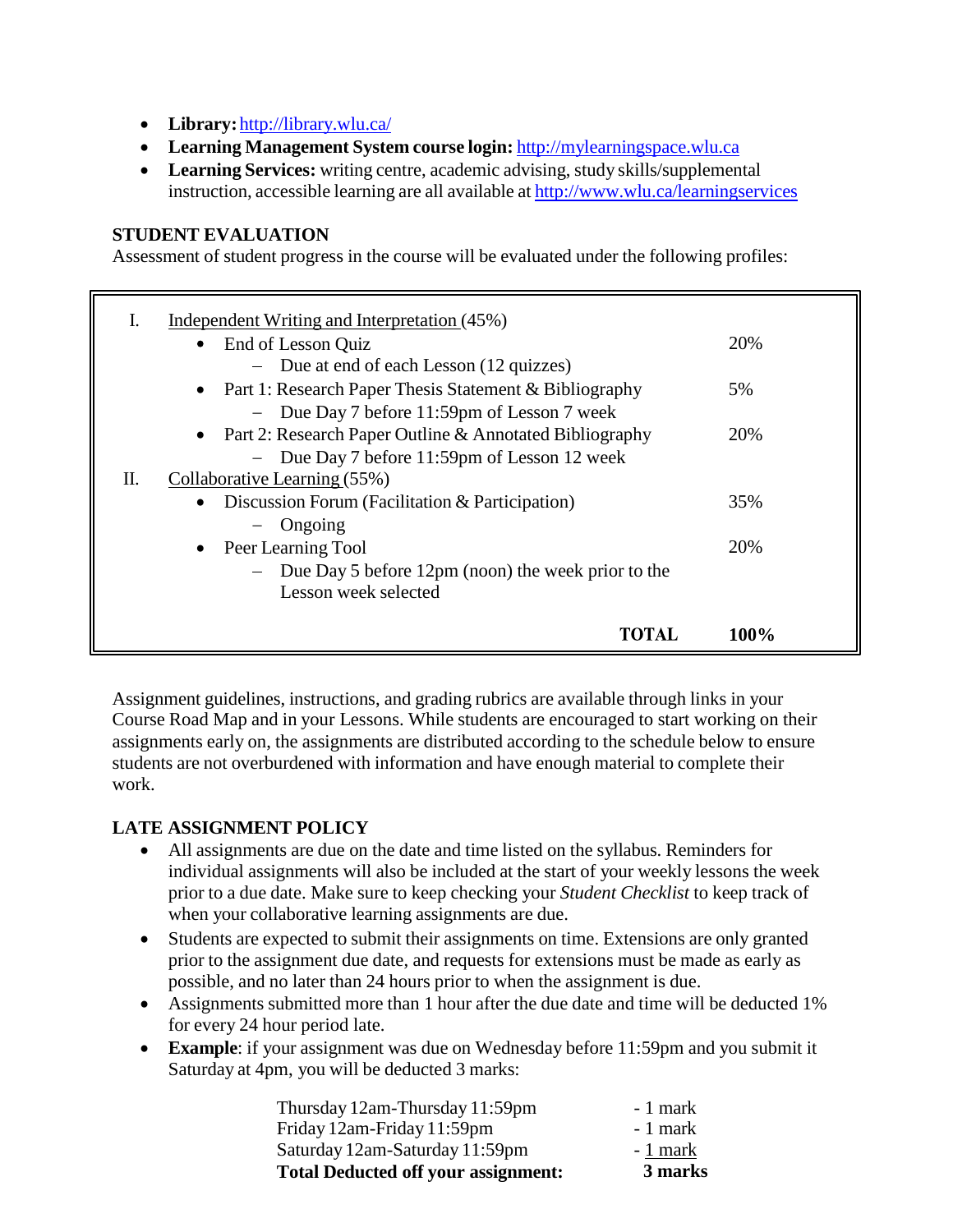- **Library:** http://library.wlu.ca/
- **Learning Management System course login:** http://mylearningspace.wlu.ca
- **Learning Services:** writing centre, academic advising, study skills/supplemental instruction, accessible learning are all available at http://www.wlu.ca/learningservices

### STUDENT EVALUATION

Assessment of student progress in the course will be evaluated under the following profiles:

| | | |
|---|---|---|
| I. | Independent Writing and Interpretation (45%) | |
| | • End of Lesson Quiz | 20% |
| | – Due at end of each Lesson (12 quizzes) | |
| | • Part 1: Research Paper Thesis Statement & Bibliography | 5% |
| | – Due Day 7 before 11:59pm of Lesson 7 week | |
| | • Part 2: Research Paper Outline & Annotated Bibliography | 20% |
| | – Due Day 7 before 11:59pm of Lesson 12 week | |
| II. | Collaborative Learning (55%) | |
| | • Discussion Forum (Facilitation & Participation) | 35% |
| | – Ongoing | |
| | • Peer Learning Tool | 20% |
| | – Due Day 5 before 12pm (noon) the week prior to the Lesson week selected | |
| | **TOTAL** | **100%** |

Assignment guidelines, instructions, and grading rubrics are available through links in your Course Road Map and in your Lessons. While students are encouraged to start working on their assignments early on, the assignments are distributed according to the schedule below to ensure students are not overburdened with information and have enough material to complete their work.

### LATE ASSIGNMENT POLICY

- All assignments are due on the date and time listed on the syllabus. Reminders for individual assignments will also be included at the start of your weekly lessons the week prior to a due date. Make sure to keep checking your *Student Checklist* to keep track of when your collaborative learning assignments are due.
- Students are expected to submit their assignments on time. Extensions are only granted prior to the assignment due date, and requests for extensions must be made as early as possible, and no later than 24 hours prior to when the assignment is due.
- Assignments submitted more than 1 hour after the due date and time will be deducted 1% for every 24 hour period late.
- **Example**: if your assignment was due on Wednesday before 11:59pm and you submit it Saturday at 4pm, you will be deducted 3 marks:

| | |
|---|---|
| Thursday 12am-Thursday 11:59pm | - 1 mark |
| Friday 12am-Friday 11:59pm | - 1 mark |
| Saturday 12am-Saturday 11:59pm | - 1 mark |
| **Total Deducted off your assignment:** | **3 marks** |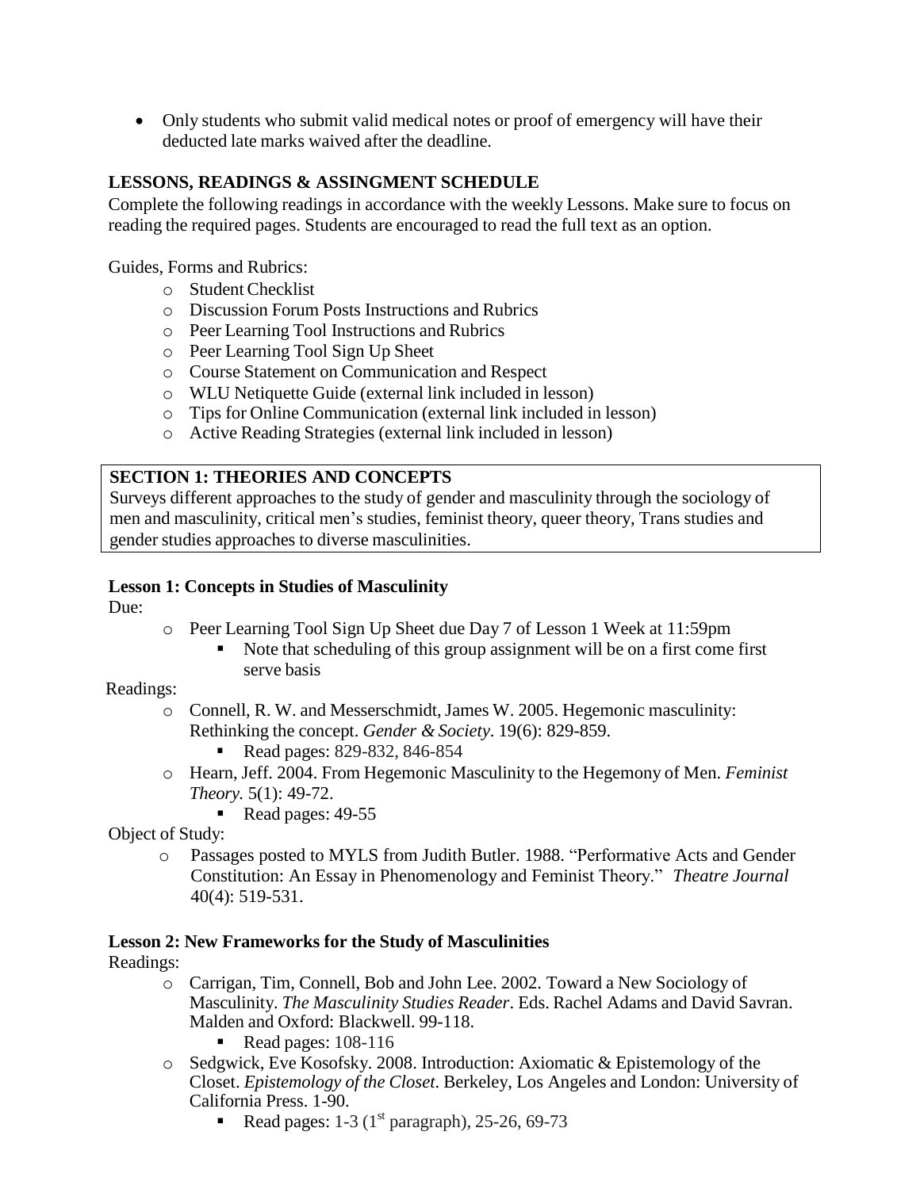- Only students who submit valid medical notes or proof of emergency will have their deducted late marks waived after the deadline.

## LESSONS, READINGS & ASSINGMENT SCHEDULE

Complete the following readings in accordance with the weekly Lessons. Make sure to focus on reading the required pages. Students are encouraged to read the full text as an option.

Guides, Forms and Rubrics:

- Student Checklist
- Discussion Forum Posts Instructions and Rubrics
- Peer Learning Tool Instructions and Rubrics
- Peer Learning Tool Sign Up Sheet
- Course Statement on Communication and Respect
- WLU Netiquette Guide (external link included in lesson)
- Tips for Online Communication (external link included in lesson)
- Active Reading Strategies (external link included in lesson)

## SECTION 1: THEORIES AND CONCEPTS

Surveys different approaches to the study of gender and masculinity through the sociology of men and masculinity, critical men's studies, feminist theory, queer theory, Trans studies and gender studies approaches to diverse masculinities.

### Lesson 1: Concepts in Studies of Masculinity

Due:

- Peer Learning Tool Sign Up Sheet due Day 7 of Lesson 1 Week at 11:59pm
  - Note that scheduling of this group assignment will be on a first come first serve basis

Readings:

- Connell, R. W. and Messerschmidt, James W. 2005. Hegemonic masculinity: Rethinking the concept. *Gender & Society*. 19(6): 829-859.
  - Read pages: 829-832, 846-854
- Hearn, Jeff. 2004. From Hegemonic Masculinity to the Hegemony of Men. *Feminist Theory*. 5(1): 49-72.
  - Read pages: 49-55

Object of Study:

- Passages posted to MYLS from Judith Butler. 1988. "Performative Acts and Gender Constitution: An Essay in Phenomenology and Feminist Theory." *Theatre Journal* 40(4): 519-531.

### Lesson 2: New Frameworks for the Study of Masculinities

Readings:

- Carrigan, Tim, Connell, Bob and John Lee. 2002. Toward a New Sociology of Masculinity. *The Masculinity Studies Reader*. Eds. Rachel Adams and David Savran. Malden and Oxford: Blackwell. 99-118.
  - Read pages: 108-116
- Sedgwick, Eve Kosofsky. 2008. Introduction: Axiomatic & Epistemology of the Closet. *Epistemology of the Closet*. Berkeley, Los Angeles and London: University of California Press. 1-90.
  - Read pages: 1-3 (1st paragraph), 25-26, 69-73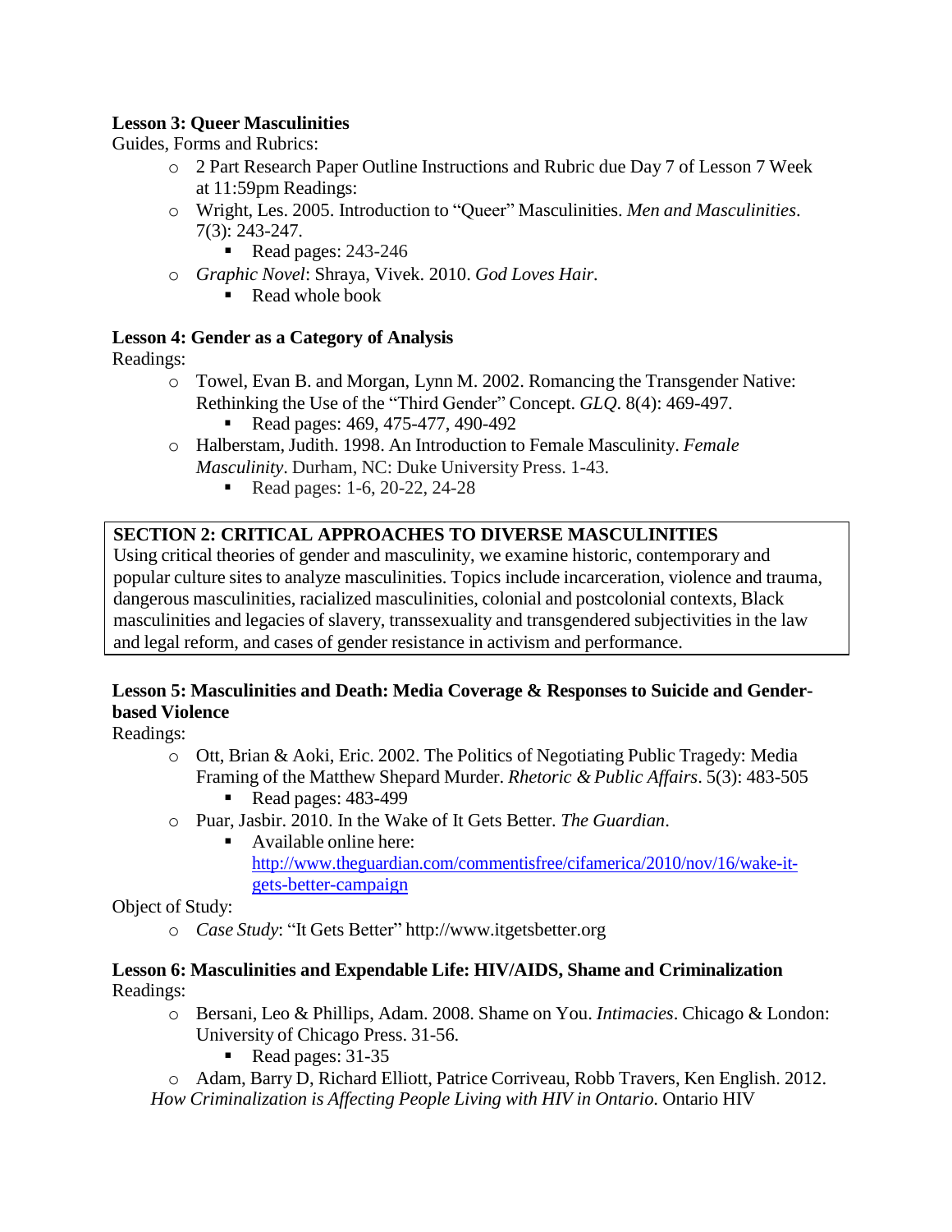**Lesson 3: Queer Masculinities**

Guides, Forms and Rubrics:

- 2 Part Research Paper Outline Instructions and Rubric due Day 7 of Lesson 7 Week at 11:59pm Readings:
- Wright, Les. 2005. Introduction to "Queer" Masculinities. *Men and Masculinities*. 7(3): 243-247.
  - Read pages: 243-246
- *Graphic Novel*: Shraya, Vivek. 2010. *God Loves Hair*.
  - Read whole book

**Lesson 4: Gender as a Category of Analysis**

Readings:

- Towel, Evan B. and Morgan, Lynn M. 2002. Romancing the Transgender Native: Rethinking the Use of the "Third Gender" Concept. *GLQ*. 8(4): 469-497.
  - Read pages: 469, 475-477, 490-492
- Halberstam, Judith. 1998. An Introduction to Female Masculinity. *Female Masculinity*. Durham, NC: Duke University Press. 1-43.
  - Read pages: 1-6, 20-22, 24-28

**SECTION 2: CRITICAL APPROACHES TO DIVERSE MASCULINITIES**

Using critical theories of gender and masculinity, we examine historic, contemporary and popular culture sites to analyze masculinities. Topics include incarceration, violence and trauma, dangerous masculinities, racialized masculinities, colonial and postcolonial contexts, Black masculinities and legacies of slavery, transsexuality and transgendered subjectivities in the law and legal reform, and cases of gender resistance in activism and performance.

**Lesson 5: Masculinities and Death: Media Coverage & Responses to Suicide and Gender-based Violence**

Readings:

- Ott, Brian & Aoki, Eric. 2002. The Politics of Negotiating Public Tragedy: Media Framing of the Matthew Shepard Murder. *Rhetoric & Public Affairs*. 5(3): 483-505
  - Read pages: 483-499
- Puar, Jasbir. 2010. In the Wake of It Gets Better. *The Guardian*.
  - Available online here: [http://www.theguardian.com/commentisfree/cifamerica/2010/nov/16/wake-it-gets-better-campaign](http://www.theguardian.com/commentisfree/cifamerica/2010/nov/16/wake-it-gets-better-campaign)

Object of Study:

- *Case Study*: "It Gets Better" http://www.itgetsbetter.org

**Lesson 6: Masculinities and Expendable Life: HIV/AIDS, Shame and Criminalization**

Readings:

- Bersani, Leo & Phillips, Adam. 2008. Shame on You. *Intimacies*. Chicago & London: University of Chicago Press. 31-56.
  - Read pages: 31-35
- Adam, Barry D, Richard Elliott, Patrice Corriveau, Robb Travers, Ken English. 2012. *How Criminalization is Affecting People Living with HIV in Ontario.* Ontario HIV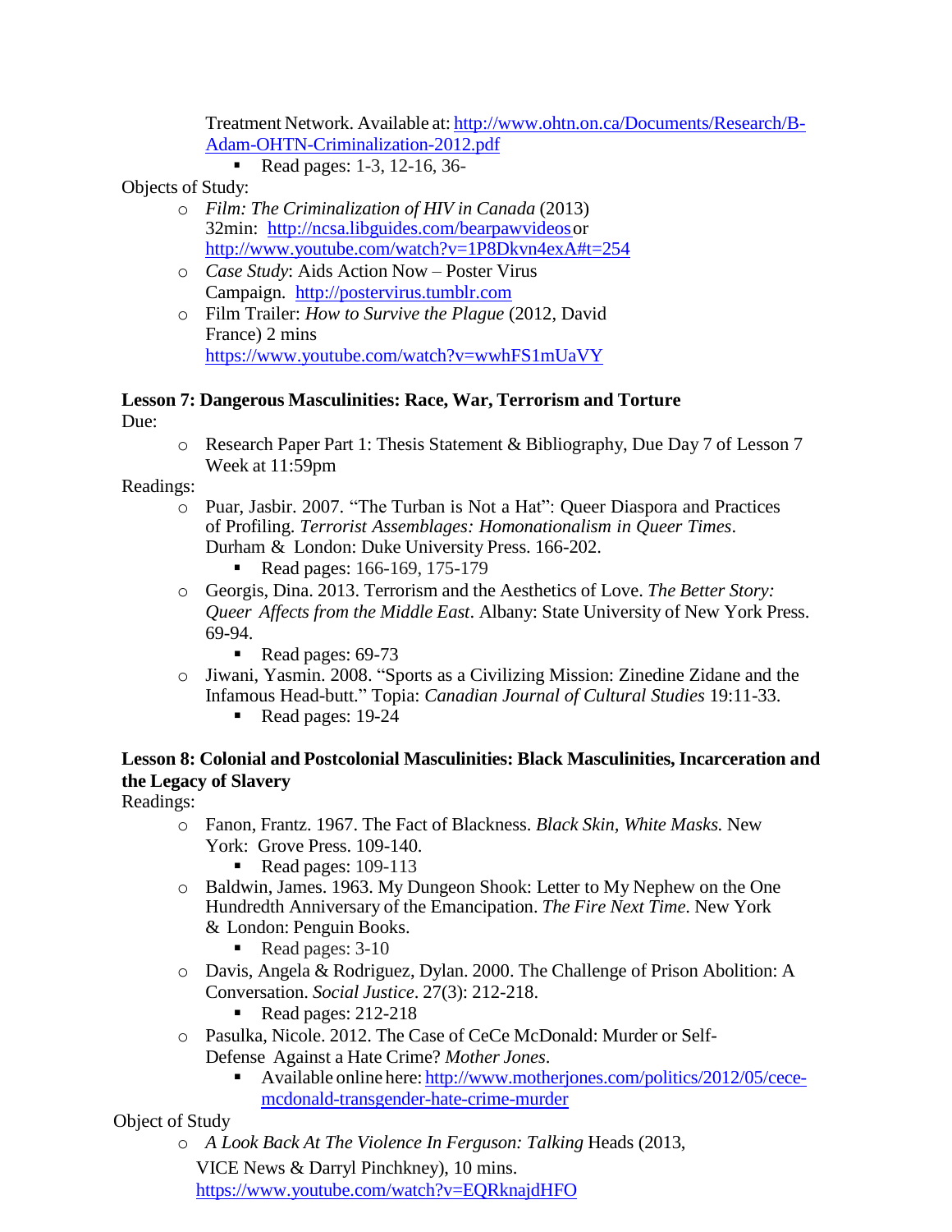Treatment Network. Available at: http://www.ohtn.on.ca/Documents/Research/B-Adam-OHTN-Criminalization-2012.pdf

- Read pages: 1-3, 12-16, 36-

Objects of Study:

- *Film: The Criminalization of HIV in Canada* (2013) 32min: http://ncsa.libguides.com/bearpawvideos or http://www.youtube.com/watch?v=1P8Dkvn4exA#t=254
- *Case Study*: Aids Action Now – Poster Virus Campaign. http://postervirus.tumblr.com
- Film Trailer: *How to Survive the Plague* (2012, David France) 2 mins https://www.youtube.com/watch?v=wwhFS1mUaVY

**Lesson 7: Dangerous Masculinities: Race, War, Terrorism and Torture**

Due:

- Research Paper Part 1: Thesis Statement & Bibliography, Due Day 7 of Lesson 7 Week at 11:59pm

Readings:

- Puar, Jasbir. 2007. "The Turban is Not a Hat": Queer Diaspora and Practices of Profiling. *Terrorist Assemblages: Homonationalism in Queer Times*. Durham & London: Duke University Press. 166-202.
  - Read pages: 166-169, 175-179
- Georgis, Dina. 2013. Terrorism and the Aesthetics of Love. *The Better Story: Queer Affects from the Middle East*. Albany: State University of New York Press. 69-94.
  - Read pages: 69-73
- Jiwani, Yasmin. 2008. "Sports as a Civilizing Mission: Zinedine Zidane and the Infamous Head-butt." Topia: *Canadian Journal of Cultural Studies* 19:11-33.
  - Read pages: 19-24

**Lesson 8: Colonial and Postcolonial Masculinities: Black Masculinities, Incarceration and the Legacy of Slavery**

Readings:

- Fanon, Frantz. 1967. The Fact of Blackness. *Black Skin, White Masks.* New York: Grove Press. 109-140.
  - Read pages: 109-113
- Baldwin, James. 1963. My Dungeon Shook: Letter to My Nephew on the One Hundredth Anniversary of the Emancipation. *The Fire Next Time*. New York & London: Penguin Books.
  - Read pages: 3-10
- Davis, Angela & Rodriguez, Dylan. 2000. The Challenge of Prison Abolition: A Conversation. *Social Justice*. 27(3): 212-218.
  - Read pages: 212-218
- Pasulka, Nicole. 2012. The Case of CeCe McDonald: Murder or Self-Defense Against a Hate Crime? *Mother Jones*.
  - Available online here: http://www.motherjones.com/politics/2012/05/cece-mcdonald-transgender-hate-crime-murder

Object of Study

- *A Look Back At The Violence In Ferguson: Talking* Heads (2013, VICE News & Darryl Pinchkney), 10 mins. https://www.youtube.com/watch?v=EQRknajdHFO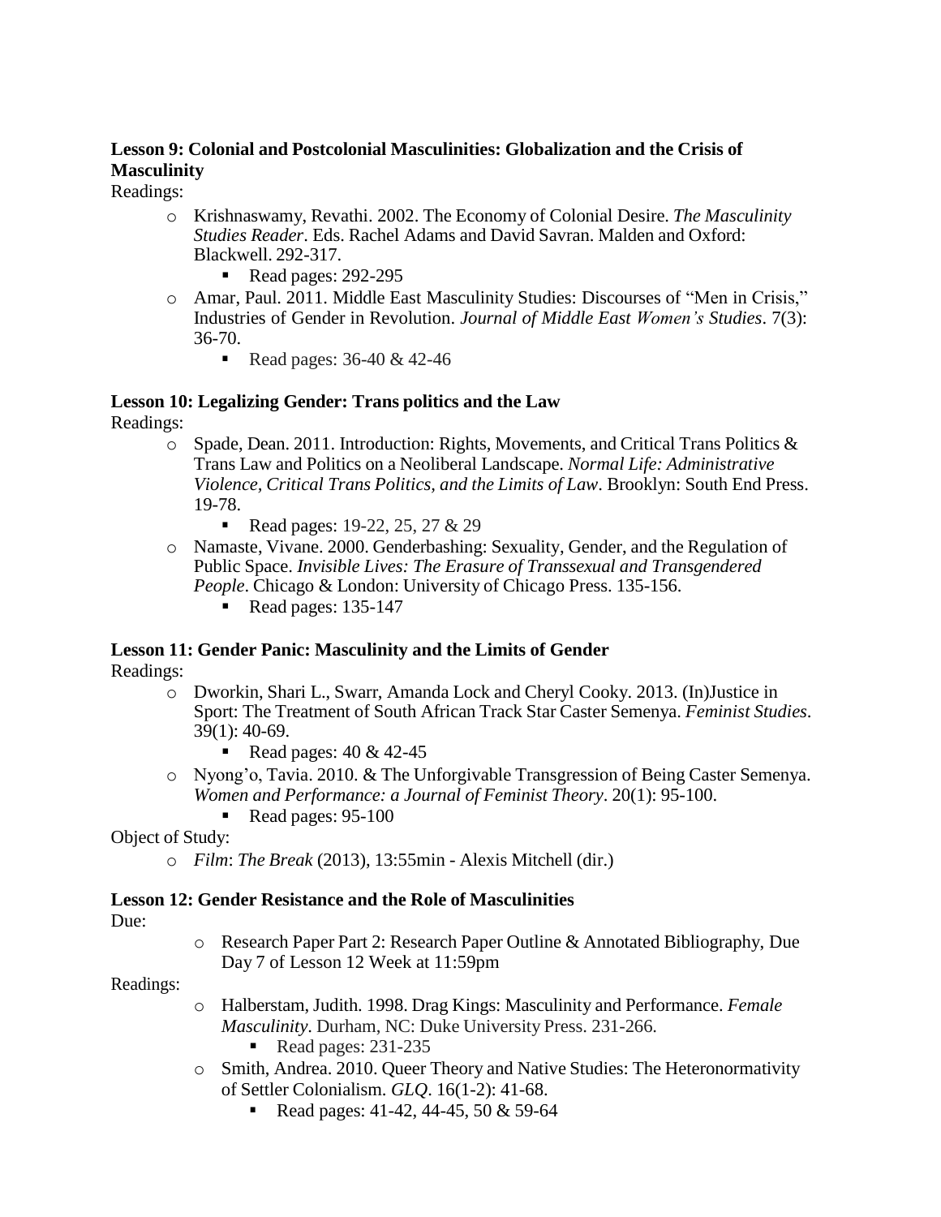**Lesson 9: Colonial and Postcolonial Masculinities: Globalization and the Crisis of Masculinity**

Readings:

- Krishnaswamy, Revathi. 2002. The Economy of Colonial Desire. *The Masculinity Studies Reader*. Eds. Rachel Adams and David Savran. Malden and Oxford: Blackwell. 292-317.
  - Read pages: 292-295
- Amar, Paul. 2011. Middle East Masculinity Studies: Discourses of "Men in Crisis," Industries of Gender in Revolution. *Journal of Middle East Women's Studies*. 7(3): 36-70.
  - Read pages: 36-40 & 42-46

**Lesson 10: Legalizing Gender: Trans politics and the Law**

Readings:

- Spade, Dean. 2011. Introduction: Rights, Movements, and Critical Trans Politics & Trans Law and Politics on a Neoliberal Landscape. *Normal Life: Administrative Violence, Critical Trans Politics, and the Limits of Law*. Brooklyn: South End Press. 19-78.
  - Read pages: 19-22, 25, 27 & 29
- Namaste, Vivane. 2000. Genderbashing: Sexuality, Gender, and the Regulation of Public Space. *Invisible Lives: The Erasure of Transsexual and Transgendered People*. Chicago & London: University of Chicago Press. 135-156.
  - Read pages: 135-147

**Lesson 11: Gender Panic: Masculinity and the Limits of Gender**

Readings:

- Dworkin, Shari L., Swarr, Amanda Lock and Cheryl Cooky. 2013. (In)Justice in Sport: The Treatment of South African Track Star Caster Semenya. *Feminist Studies*. 39(1): 40-69.
  - Read pages: 40 & 42-45
- Nyong'o, Tavia. 2010. & The Unforgivable Transgression of Being Caster Semenya. *Women and Performance: a Journal of Feminist Theory*. 20(1): 95-100.
  - Read pages: 95-100

Object of Study:

- *Film*: *The Break* (2013), 13:55min - Alexis Mitchell (dir.)

**Lesson 12: Gender Resistance and the Role of Masculinities**

Due:

- Research Paper Part 2: Research Paper Outline & Annotated Bibliography, Due Day 7 of Lesson 12 Week at 11:59pm

Readings:

- Halberstam, Judith. 1998. Drag Kings: Masculinity and Performance. *Female Masculinity*. Durham, NC: Duke University Press. 231-266.
  - Read pages: 231-235
- Smith, Andrea. 2010. Queer Theory and Native Studies: The Heteronormativity of Settler Colonialism. *GLQ*. 16(1-2): 41-68.
  - Read pages: 41-42, 44-45, 50 & 59-64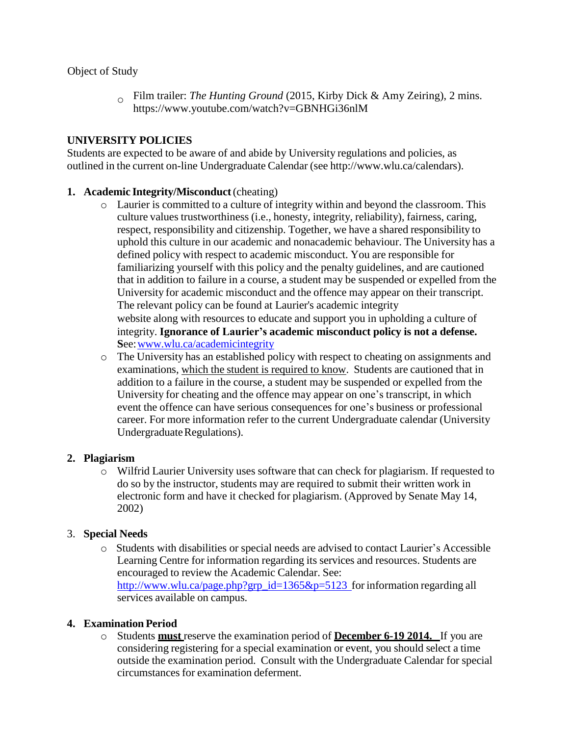Object of Study

- Film trailer: *The Hunting Ground* (2015, Kirby Dick & Amy Zeiring), 2 mins. https://www.youtube.com/watch?v=GBNHGi36nlM

**UNIVERSITY POLICIES**

Students are expected to be aware of and abide by University regulations and policies, as outlined in the current on-line Undergraduate Calendar (see http://www.wlu.ca/calendars).

1. **Academic Integrity/Misconduct** (cheating)
   - Laurier is committed to a culture of integrity within and beyond the classroom. This culture values trustworthiness (i.e., honesty, integrity, reliability), fairness, caring, respect, responsibility and citizenship. Together, we have a shared responsibility to uphold this culture in our academic and nonacademic behaviour. The University has a defined policy with respect to academic misconduct. You are responsible for familiarizing yourself with this policy and the penalty guidelines, and are cautioned that in addition to failure in a course, a student may be suspended or expelled from the University for academic misconduct and the offence may appear on their transcript. The relevant policy can be found at Laurier's academic integrity website along with resources to educate and support you in upholding a culture of integrity. **Ignorance of Laurier's academic misconduct policy is not a defense. S**ee: [www.wlu.ca/academicintegrity](www.wlu.ca/academicintegrity)
   - The University has an established policy with respect to cheating on assignments and examinations, <u>which the student is required to know</u>. Students are cautioned that in addition to a failure in the course, a student may be suspended or expelled from the University for cheating and the offence may appear on one's transcript, in which event the offence can have serious consequences for one's business or professional career. For more information refer to the current Undergraduate calendar (University Undergraduate Regulations).

2. **Plagiarism**
   - Wilfrid Laurier University uses software that can check for plagiarism. If requested to do so by the instructor, students may are required to submit their written work in electronic form and have it checked for plagiarism. (Approved by Senate May 14, 2002)

3. **Special Needs**
   - Students with disabilities or special needs are advised to contact Laurier's Accessible Learning Centre for information regarding its services and resources. Students are encouraged to review the Academic Calendar. See: [http://www.wlu.ca/page.php?grp_id=1365&p=5123](http://www.wlu.ca/page.php?grp_id=1365&p=5123) for information regarding all services available on campus.

4. **Examination Period**
   - Students <u>**must**</u> reserve the examination period of <u>**December 6-19 2014.**</u> If you are considering registering for a special examination or event, you should select a time outside the examination period. Consult with the Undergraduate Calendar for special circumstances for examination deferment.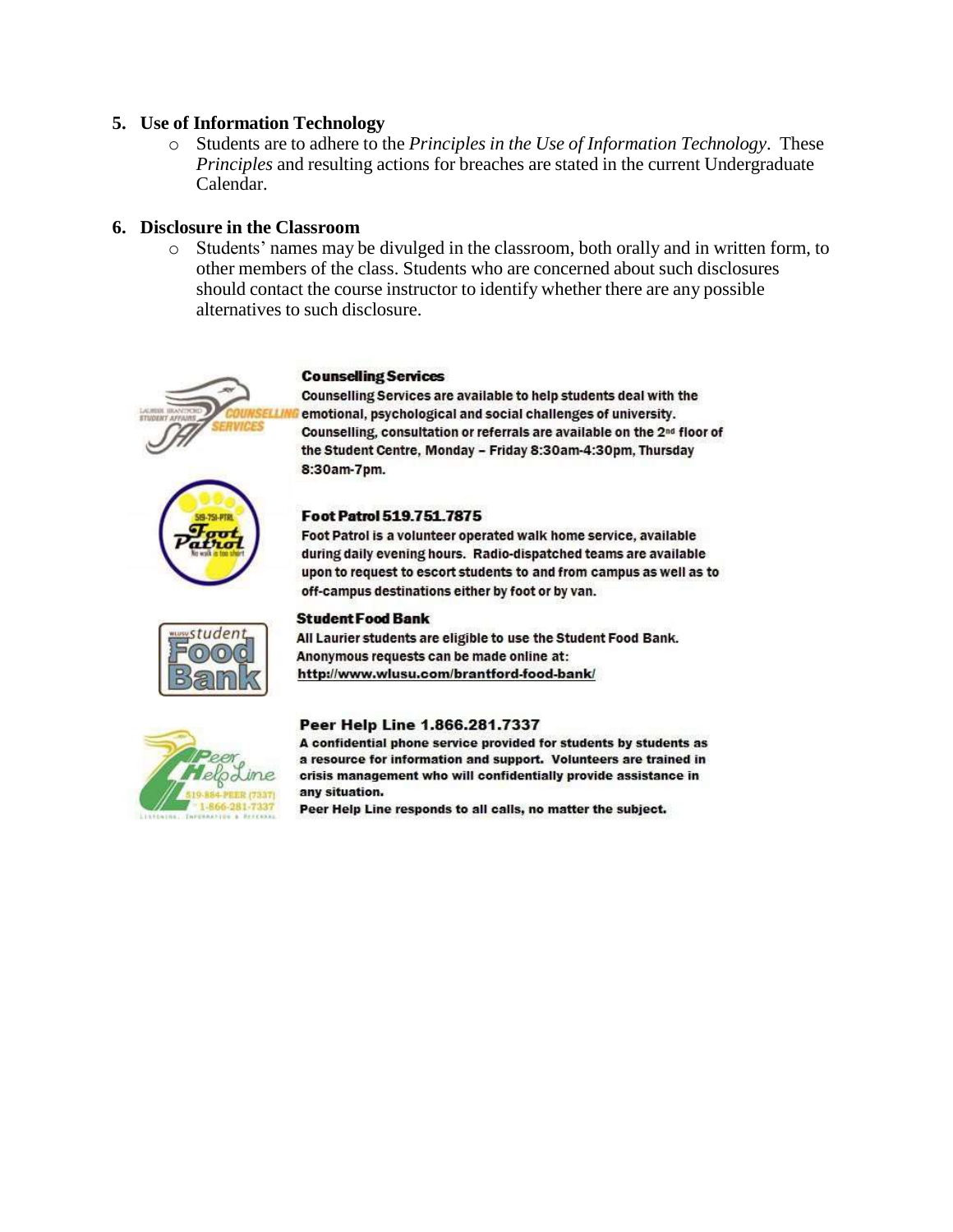5. **Use of Information Technology**
   - Students are to adhere to the *Principles in the Use of Information Technology*. These *Principles* and resulting actions for breaches are stated in the current Undergraduate Calendar.

6. **Disclosure in the Classroom**
   - Students' names may be divulged in the classroom, both orally and in written form, to other members of the class. Students who are concerned about such disclosures should contact the course instructor to identify whether there are any possible alternatives to such disclosure.

**Counselling Services**

Counselling Services are available to help students deal with the emotional, psychological and social challenges of university. Counselling, consultation or referrals are available on the 2nd floor of the Student Centre, Monday – Friday 8:30am-4:30pm, Thursday 8:30am-7pm.

**Foot Patrol 519.751.7875**

Foot Patrol is a volunteer operated walk home service, available during daily evening hours. Radio-dispatched teams are available upon to request to escort students to and from campus as well as to off-campus destinations either by foot or by van.

**Student Food Bank**

All Laurier students are eligible to use the Student Food Bank. Anonymous requests can be made online at: http://www.wlusu.com/brantford-food-bank/

**Peer Help Line 1.866.281.7337**

A confidential phone service provided for students by students as a resource for information and support. Volunteers are trained in crisis management who will confidentially provide assistance in any situation.

Peer Help Line responds to all calls, no matter the subject.